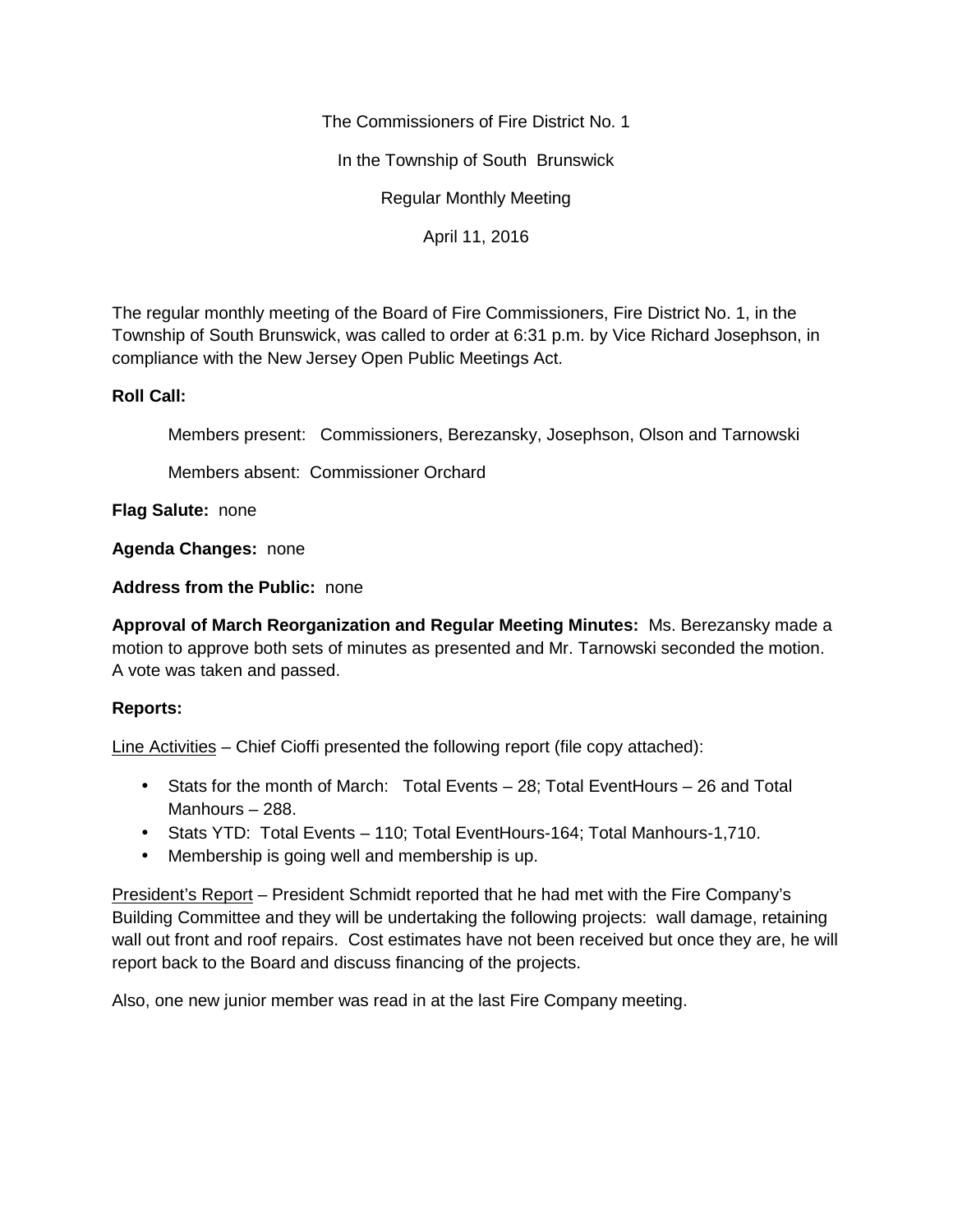The Commissioners of Fire District No. 1

In the Township of South Brunswick

Regular Monthly Meeting

April 11, 2016

The regular monthly meeting of the Board of Fire Commissioners, Fire District No. 1, in the Township of South Brunswick, was called to order at 6:31 p.m. by Vice Richard Josephson, in compliance with the New Jersey Open Public Meetings Act.

**Roll Call:**

Members present: Commissioners, Berezansky, Josephson, Olson and Tarnowski

Members absent: Commissioner Orchard

**Flag Salute:** none

**Agenda Changes:** none

**Address from the Public:** none

**Approval of March Reorganization and Regular Meeting Minutes:** Ms. Berezansky made a motion to approve both sets of minutes as presented and Mr. Tarnowski seconded the motion. A vote was taken and passed.

**Reports:**

<u>Line Activities</u> – Chief Cioffi presented the following report (file copy attached):

- Stats for the month of March: Total Events – 28; Total EventHours – 26 and Total Manhours – 288.
- Stats YTD: Total Events – 110; Total EventHours-164; Total Manhours-1,710.
- Membership is going well and membership is up.

<u>President's Report</u> – President Schmidt reported that he had met with the Fire Company's Building Committee and they will be undertaking the following projects: wall damage, retaining wall out front and roof repairs. Cost estimates have not been received but once they are, he will report back to the Board and discuss financing of the projects.

Also, one new junior member was read in at the last Fire Company meeting.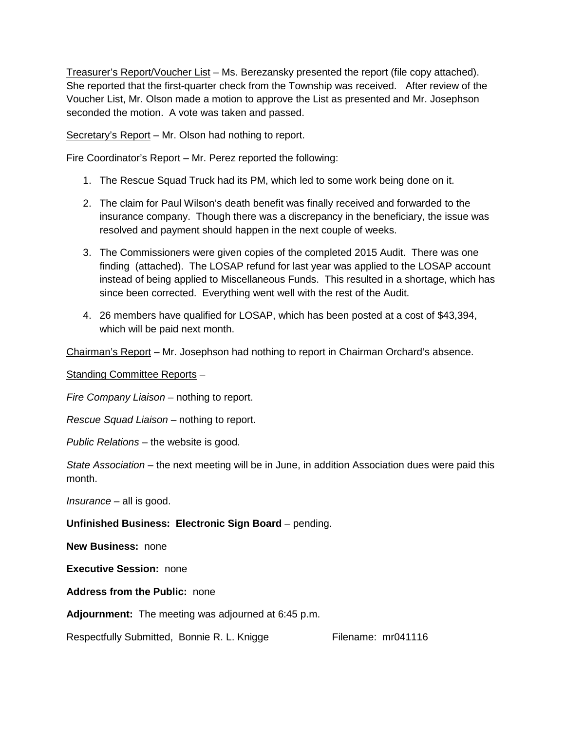Treasurer's Report/Voucher List – Ms. Berezansky presented the report (file copy attached). She reported that the first-quarter check from the Township was received. After review of the Voucher List, Mr. Olson made a motion to approve the List as presented and Mr. Josephson seconded the motion. A vote was taken and passed.

Secretary's Report – Mr. Olson had nothing to report.

Fire Coordinator's Report – Mr. Perez reported the following:

1. The Rescue Squad Truck had its PM, which led to some work being done on it.
2. The claim for Paul Wilson's death benefit was finally received and forwarded to the insurance company. Though there was a discrepancy in the beneficiary, the issue was resolved and payment should happen in the next couple of weeks.
3. The Commissioners were given copies of the completed 2015 Audit. There was one finding (attached). The LOSAP refund for last year was applied to the LOSAP account instead of being applied to Miscellaneous Funds. This resulted in a shortage, which has since been corrected. Everything went well with the rest of the Audit.
4. 26 members have qualified for LOSAP, which has been posted at a cost of $43,394, which will be paid next month.

Chairman's Report – Mr. Josephson had nothing to report in Chairman Orchard's absence.

Standing Committee Reports –

*Fire Company Liaison* – nothing to report.

*Rescue Squad Liaison* – nothing to report.

*Public Relations* – the website is good.

*State Association* – the next meeting will be in June, in addition Association dues were paid this month.

*Insurance* – all is good.

**Unfinished Business: Electronic Sign Board** – pending.

**New Business:** none

**Executive Session:** none

**Address from the Public:** none

**Adjournment:** The meeting was adjourned at 6:45 p.m.

Respectfully Submitted, Bonnie R. L. Knigge Filename: mr041116